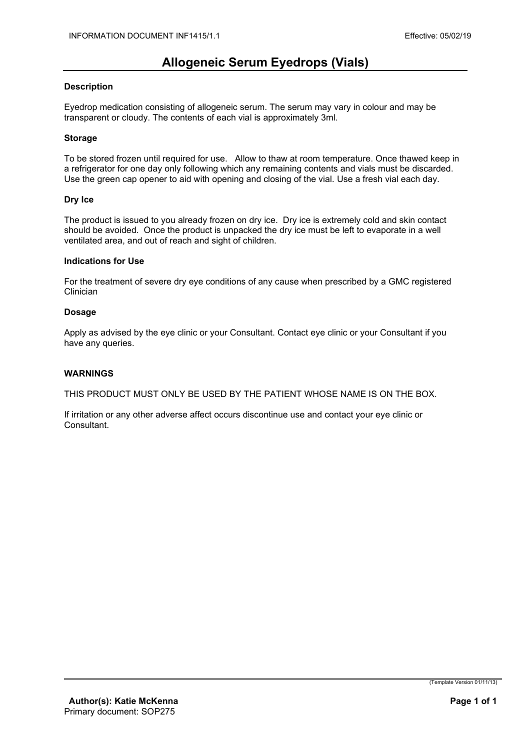# Allogeneic Serum Eyedrops (Vials)

### Description

Eyedrop medication consisting of allogeneic serum. The serum may vary in colour and may be transparent or cloudy. The contents of each vial is approximately 3ml.

### Storage

To be stored frozen until required for use. Allow to thaw at room temperature. Once thawed keep in a refrigerator for one day only following which any remaining contents and vials must be discarded. Use the green cap opener to aid with opening and closing of the vial. Use a fresh vial each day.

### Dry Ice

The product is issued to you already frozen on dry ice. Dry ice is extremely cold and skin contact should be avoided. Once the product is unpacked the dry ice must be left to evaporate in a well ventilated area, and out of reach and sight of children.

### Indications for Use

For the treatment of severe dry eye conditions of any cause when prescribed by a GMC registered Clinician

### Dosage

Apply as advised by the eye clinic or your Consultant. Contact eye clinic or your Consultant if you have any queries.

### WARNINGS

THIS PRODUCT MUST ONLY BE USED BY THE PATIENT WHOSE NAME IS ON THE BOX.

If irritation or any other adverse affect occurs discontinue use and contact your eye clinic or Consultant.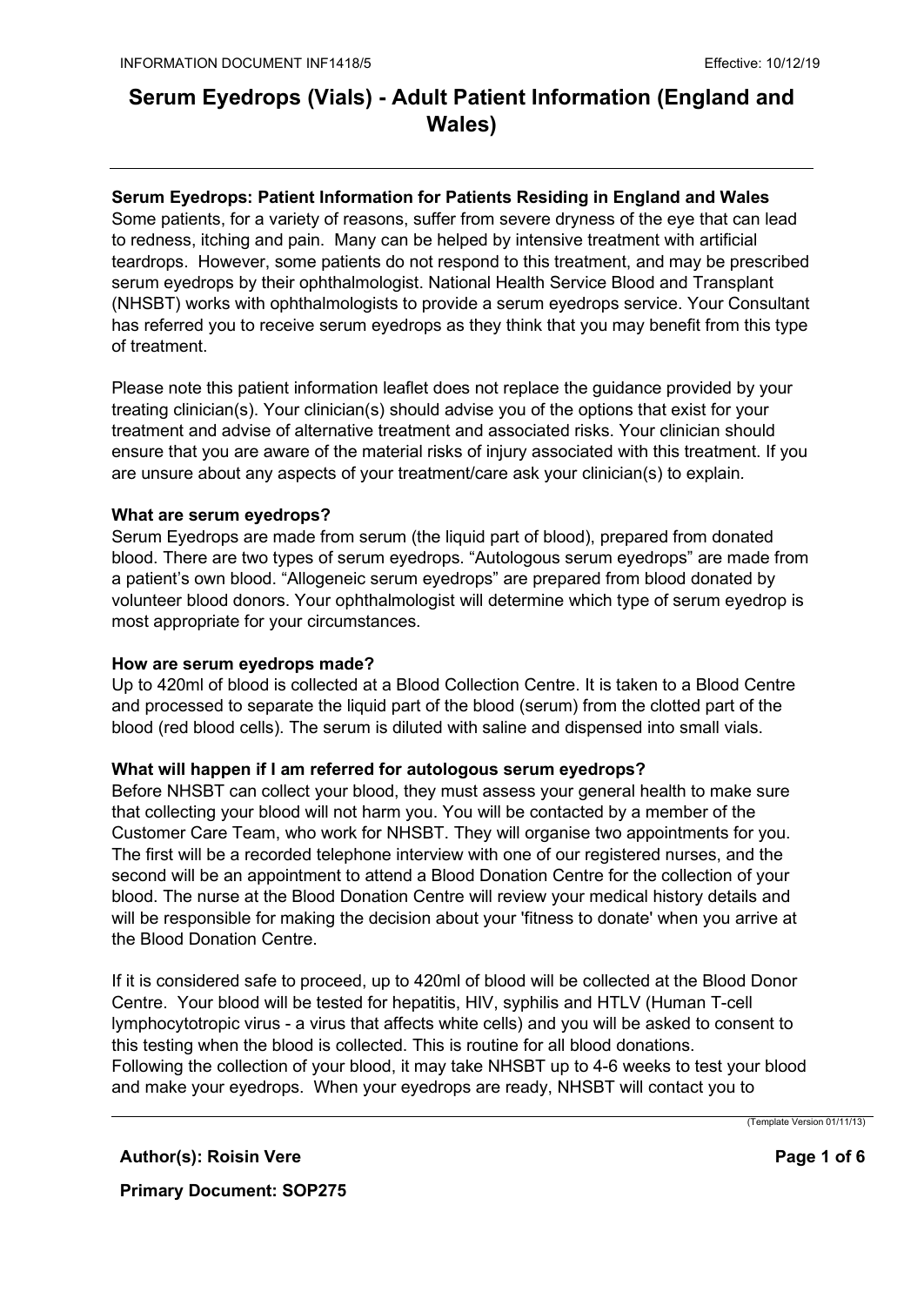# Serum Eyedrops (Vials) - Adult Patient Information (England and Wales)

**Serum Eyedrops: Patient Information for Patients Residing in England and Wales**
Some patients, for a variety of reasons, suffer from severe dryness of the eye that can lead to redness, itching and pain. Many can be helped by intensive treatment with artificial teardrops. However, some patients do not respond to this treatment, and may be prescribed serum eyedrops by their ophthalmologist. National Health Service Blood and Transplant (NHSBT) works with ophthalmologists to provide a serum eyedrops service. Your Consultant has referred you to receive serum eyedrops as they think that you may benefit from this type of treatment.

Please note this patient information leaflet does not replace the guidance provided by your treating clinician(s). Your clinician(s) should advise you of the options that exist for your treatment and advise of alternative treatment and associated risks. Your clinician should ensure that you are aware of the material risks of injury associated with this treatment. If you are unsure about any aspects of your treatment/care ask your clinician(s) to explain.

**What are serum eyedrops?**
Serum Eyedrops are made from serum (the liquid part of blood), prepared from donated blood. There are two types of serum eyedrops. "Autologous serum eyedrops" are made from a patient's own blood. "Allogeneic serum eyedrops" are prepared from blood donated by volunteer blood donors. Your ophthalmologist will determine which type of serum eyedrop is most appropriate for your circumstances.

**How are serum eyedrops made?**
Up to 420ml of blood is collected at a Blood Collection Centre. It is taken to a Blood Centre and processed to separate the liquid part of the blood (serum) from the clotted part of the blood (red blood cells). The serum is diluted with saline and dispensed into small vials.

**What will happen if I am referred for autologous serum eyedrops?**
Before NHSBT can collect your blood, they must assess your general health to make sure that collecting your blood will not harm you. You will be contacted by a member of the Customer Care Team, who work for NHSBT. They will organise two appointments for you. The first will be a recorded telephone interview with one of our registered nurses, and the second will be an appointment to attend a Blood Donation Centre for the collection of your blood. The nurse at the Blood Donation Centre will review your medical history details and will be responsible for making the decision about your 'fitness to donate' when you arrive at the Blood Donation Centre.

If it is considered safe to proceed, up to 420ml of blood will be collected at the Blood Donor Centre. Your blood will be tested for hepatitis, HIV, syphilis and HTLV (Human T-cell lymphocytotropic virus - a virus that affects white cells) and you will be asked to consent to this testing when the blood is collected. This is routine for all blood donations.
Following the collection of your blood, it may take NHSBT up to 4-6 weeks to test your blood and make your eyedrops. When your eyedrops are ready, NHSBT will contact you to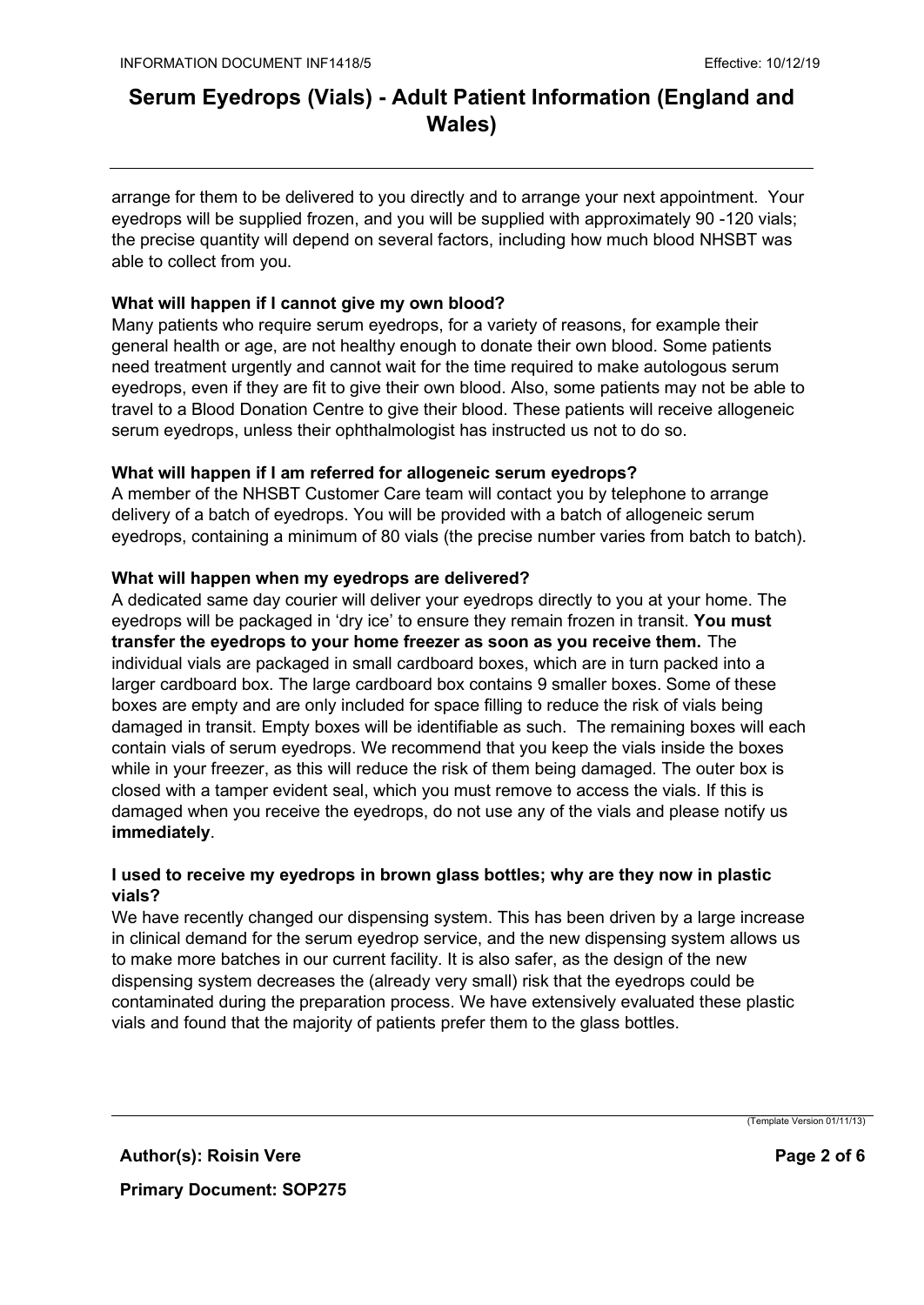arrange for them to be delivered to you directly and to arrange your next appointment. Your eyedrops will be supplied frozen, and you will be supplied with approximately 90 -120 vials; the precise quantity will depend on several factors, including how much blood NHSBT was able to collect from you.

**What will happen if I cannot give my own blood?**

Many patients who require serum eyedrops, for a variety of reasons, for example their general health or age, are not healthy enough to donate their own blood. Some patients need treatment urgently and cannot wait for the time required to make autologous serum eyedrops, even if they are fit to give their own blood. Also, some patients may not be able to travel to a Blood Donation Centre to give their blood. These patients will receive allogeneic serum eyedrops, unless their ophthalmologist has instructed us not to do so.

**What will happen if I am referred for allogeneic serum eyedrops?**

A member of the NHSBT Customer Care team will contact you by telephone to arrange delivery of a batch of eyedrops. You will be provided with a batch of allogeneic serum eyedrops, containing a minimum of 80 vials (the precise number varies from batch to batch).

**What will happen when my eyedrops are delivered?**

A dedicated same day courier will deliver your eyedrops directly to you at your home. The eyedrops will be packaged in 'dry ice' to ensure they remain frozen in transit. **You must transfer the eyedrops to your home freezer as soon as you receive them.** The individual vials are packaged in small cardboard boxes, which are in turn packed into a larger cardboard box. The large cardboard box contains 9 smaller boxes. Some of these boxes are empty and are only included for space filling to reduce the risk of vials being damaged in transit. Empty boxes will be identifiable as such. The remaining boxes will each contain vials of serum eyedrops. We recommend that you keep the vials inside the boxes while in your freezer, as this will reduce the risk of them being damaged. The outer box is closed with a tamper evident seal, which you must remove to access the vials. If this is damaged when you receive the eyedrops, do not use any of the vials and please notify us **immediately**.

**I used to receive my eyedrops in brown glass bottles; why are they now in plastic vials?**

We have recently changed our dispensing system. This has been driven by a large increase in clinical demand for the serum eyedrop service, and the new dispensing system allows us to make more batches in our current facility. It is also safer, as the design of the new dispensing system decreases the (already very small) risk that the eyedrops could be contaminated during the preparation process. We have extensively evaluated these plastic vials and found that the majority of patients prefer them to the glass bottles.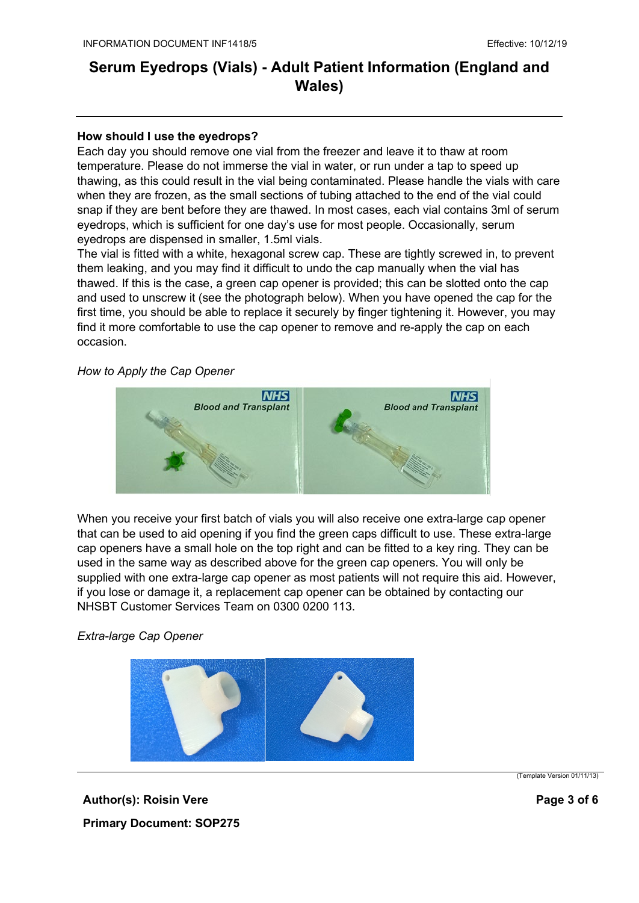## How should I use the eyedrops?

Each day you should remove one vial from the freezer and leave it to thaw at room temperature. Please do not immerse the vial in water, or run under a tap to speed up thawing, as this could result in the vial being contaminated. Please handle the vials with care when they are frozen, as the small sections of tubing attached to the end of the vial could snap if they are bent before they are thawed. In most cases, each vial contains 3ml of serum eyedrops, which is sufficient for one day's use for most people. Occasionally, serum eyedrops are dispensed in smaller, 1.5ml vials.

The vial is fitted with a white, hexagonal screw cap. These are tightly screwed in, to prevent them leaking, and you may find it difficult to undo the cap manually when the vial has thawed. If this is the case, a green cap opener is provided; this can be slotted onto the cap and used to unscrew it (see the photograph below). When you have opened the cap for the first time, you should be able to replace it securely by finger tightening it. However, you may find it more comfortable to use the cap opener to remove and re-apply the cap on each occasion.

*How to Apply the Cap Opener*

When you receive your first batch of vials you will also receive one extra-large cap opener that can be used to aid opening if you find the green caps difficult to use. These extra-large cap openers have a small hole on the top right and can be fitted to a key ring. They can be used in the same way as described above for the green cap openers. You will only be supplied with one extra-large cap opener as most patients will not require this aid. However, if you lose or damage it, a replacement cap opener can be obtained by contacting our NHSBT Customer Services Team on 0300 0200 113.

*Extra-large Cap Opener*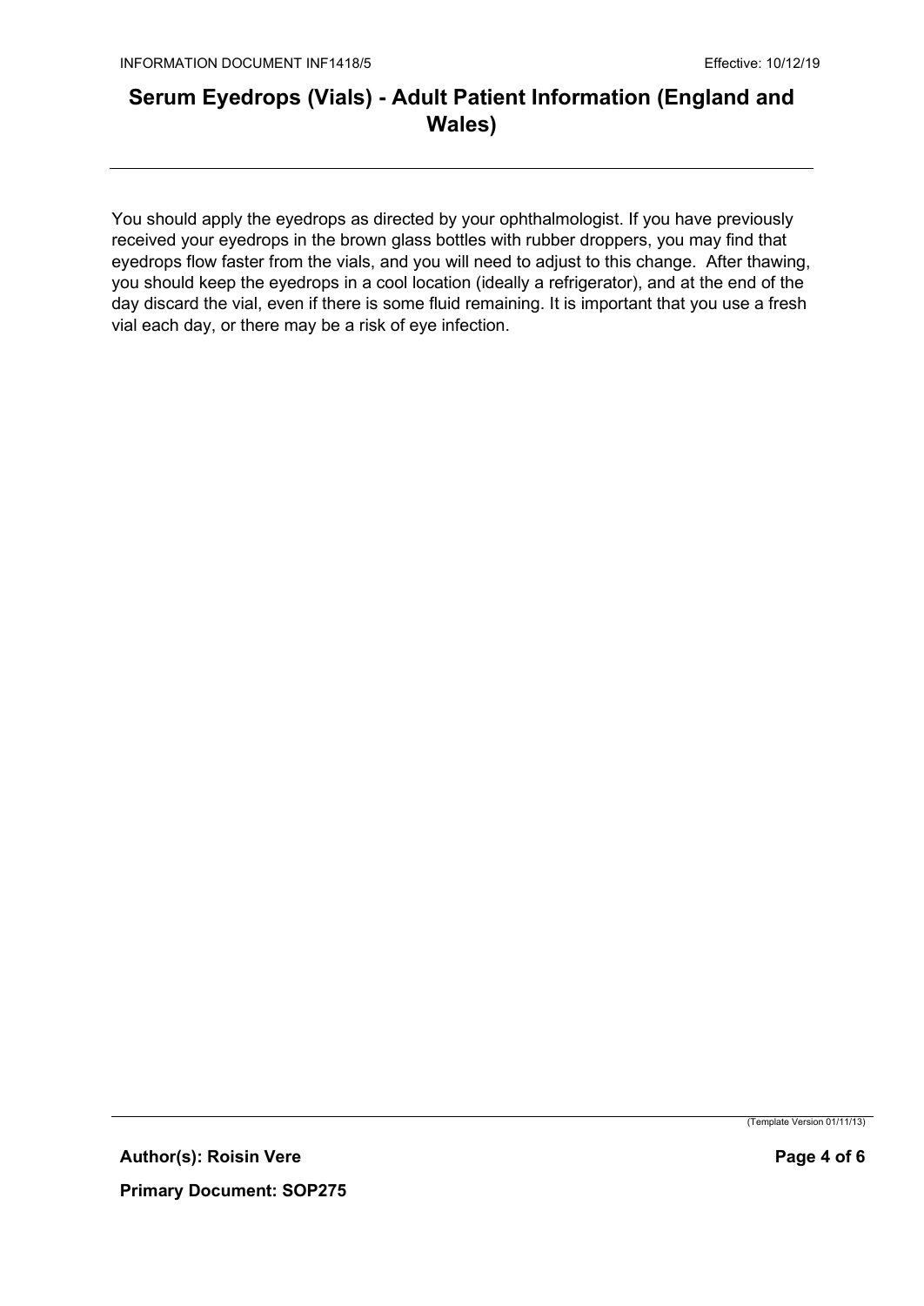You should apply the eyedrops as directed by your ophthalmologist. If you have previously received your eyedrops in the brown glass bottles with rubber droppers, you may find that eyedrops flow faster from the vials, and you will need to adjust to this change. After thawing, you should keep the eyedrops in a cool location (ideally a refrigerator), and at the end of the day discard the vial, even if there is some fluid remaining. It is important that you use a fresh vial each day, or there may be a risk of eye infection.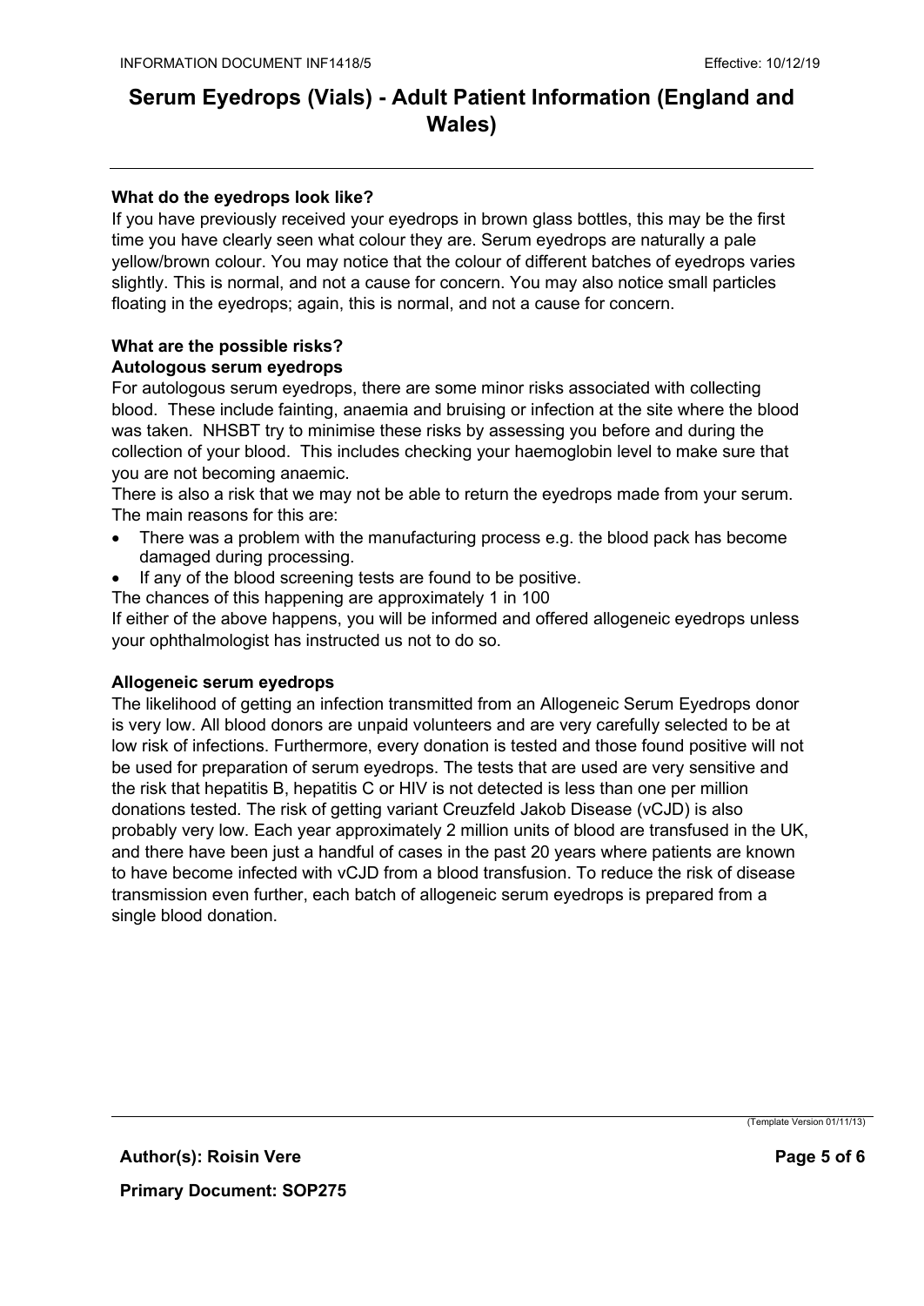**What do the eyedrops look like?**

If you have previously received your eyedrops in brown glass bottles, this may be the first time you have clearly seen what colour they are. Serum eyedrops are naturally a pale yellow/brown colour. You may notice that the colour of different batches of eyedrops varies slightly. This is normal, and not a cause for concern. You may also notice small particles floating in the eyedrops; again, this is normal, and not a cause for concern.

**What are the possible risks?**

**Autologous serum eyedrops**

For autologous serum eyedrops, there are some minor risks associated with collecting blood. These include fainting, anaemia and bruising or infection at the site where the blood was taken. NHSBT try to minimise these risks by assessing you before and during the collection of your blood. This includes checking your haemoglobin level to make sure that you are not becoming anaemic.

There is also a risk that we may not be able to return the eyedrops made from your serum. The main reasons for this are:

- There was a problem with the manufacturing process e.g. the blood pack has become damaged during processing.
- If any of the blood screening tests are found to be positive.

The chances of this happening are approximately 1 in 100

If either of the above happens, you will be informed and offered allogeneic eyedrops unless your ophthalmologist has instructed us not to do so.

**Allogeneic serum eyedrops**

The likelihood of getting an infection transmitted from an Allogeneic Serum Eyedrops donor is very low. All blood donors are unpaid volunteers and are very carefully selected to be at low risk of infections. Furthermore, every donation is tested and those found positive will not be used for preparation of serum eyedrops. The tests that are used are very sensitive and the risk that hepatitis B, hepatitis C or HIV is not detected is less than one per million donations tested. The risk of getting variant Creuzfeld Jakob Disease (vCJD) is also probably very low. Each year approximately 2 million units of blood are transfused in the UK, and there have been just a handful of cases in the past 20 years where patients are known to have become infected with vCJD from a blood transfusion. To reduce the risk of disease transmission even further, each batch of allogeneic serum eyedrops is prepared from a single blood donation.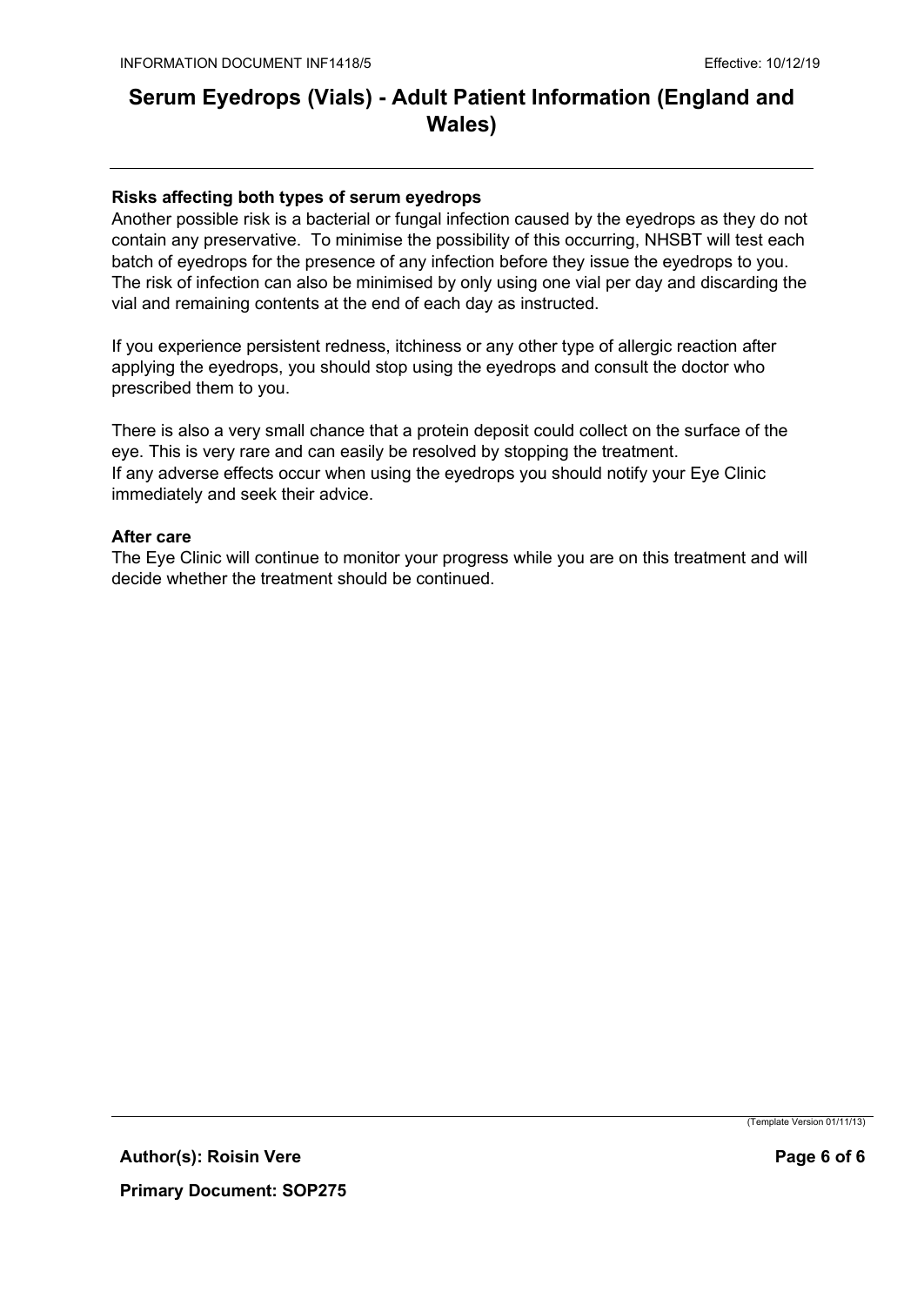**Risks affecting both types of serum eyedrops**

Another possible risk is a bacterial or fungal infection caused by the eyedrops as they do not contain any preservative. To minimise the possibility of this occurring, NHSBT will test each batch of eyedrops for the presence of any infection before they issue the eyedrops to you. The risk of infection can also be minimised by only using one vial per day and discarding the vial and remaining contents at the end of each day as instructed.

If you experience persistent redness, itchiness or any other type of allergic reaction after applying the eyedrops, you should stop using the eyedrops and consult the doctor who prescribed them to you.

There is also a very small chance that a protein deposit could collect on the surface of the eye. This is very rare and can easily be resolved by stopping the treatment.
If any adverse effects occur when using the eyedrops you should notify your Eye Clinic immediately and seek their advice.

**After care**

The Eye Clinic will continue to monitor your progress while you are on this treatment and will decide whether the treatment should be continued.